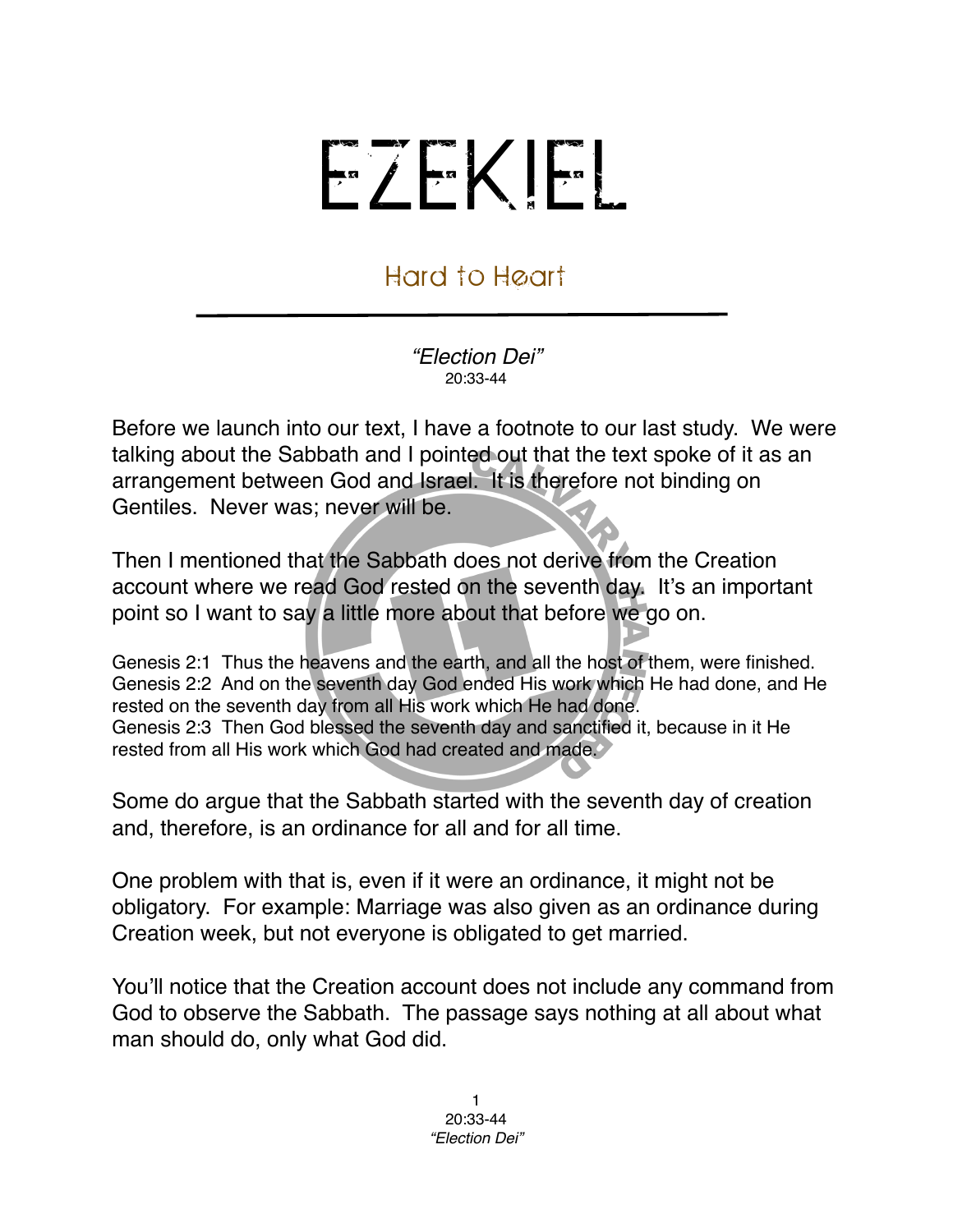# EZEKIEL

## Hard to Heart

*"Election Dei"*
20:33-44

Before we launch into our text, I have a footnote to our last study. We were talking about the Sabbath and I pointed out that the text spoke of it as an arrangement between God and Israel. It is therefore not binding on Gentiles. Never was; never will be.

Then I mentioned that the Sabbath does not derive from the Creation account where we read God rested on the seventh day. It's an important point so I want to say a little more about that before we go on.

Genesis 2:1 Thus the heavens and the earth, and all the host of them, were finished.
Genesis 2:2 And on the seventh day God ended His work which He had done, and He rested on the seventh day from all His work which He had done.
Genesis 2:3 Then God blessed the seventh day and sanctified it, because in it He rested from all His work which God had created and made.

Some do argue that the Sabbath started with the seventh day of creation and, therefore, is an ordinance for all and for all time.

One problem with that is, even if it were an ordinance, it might not be obligatory. For example: Marriage was also given as an ordinance during Creation week, but not everyone is obligated to get married.

You'll notice that the Creation account does not include any command from God to observe the Sabbath. The passage says nothing at all about what man should do, only what God did.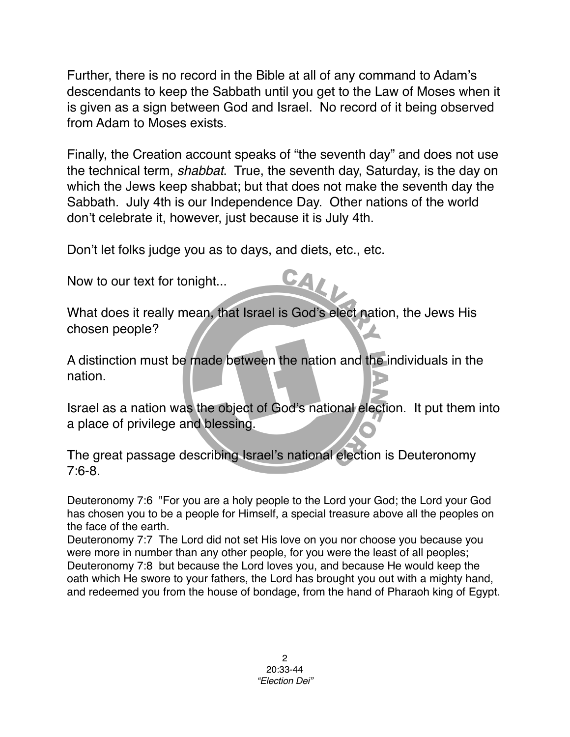Further, there is no record in the Bible at all of any command to Adam's descendants to keep the Sabbath until you get to the Law of Moses when it is given as a sign between God and Israel. No record of it being observed from Adam to Moses exists.

Finally, the Creation account speaks of "the seventh day" and does not use the technical term, *shabbat*. True, the seventh day, Saturday, is the day on which the Jews keep shabbat; but that does not make the seventh day the Sabbath. July 4th is our Independence Day. Other nations of the world don't celebrate it, however, just because it is July 4th.

Don't let folks judge you as to days, and diets, etc., etc.

Now to our text for tonight...

What does it really mean, that Israel is God's elect nation, the Jews His chosen people?

A distinction must be made between the nation and the individuals in the nation.

Israel as a nation was the object of God's national election. It put them into a place of privilege and blessing.

The great passage describing Israel's national election is Deuteronomy 7:6-8.

Deuteronomy 7:6 "For you are a holy people to the Lord your God; the Lord your God has chosen you to be a people for Himself, a special treasure above all the peoples on the face of the earth.
Deuteronomy 7:7 The Lord did not set His love on you nor choose you because you were more in number than any other people, for you were the least of all peoples;
Deuteronomy 7:8 but because the Lord loves you, and because He would keep the oath which He swore to your fathers, the Lord has brought you out with a mighty hand, and redeemed you from the house of bondage, from the hand of Pharaoh king of Egypt.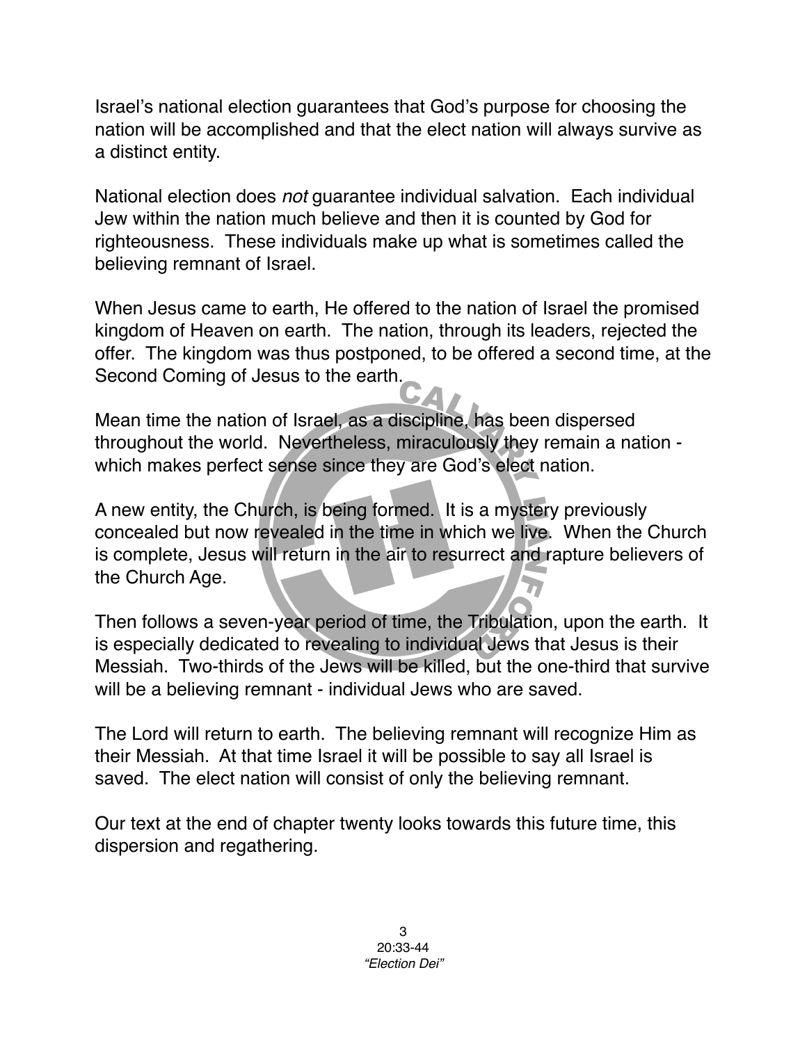Israel's national election guarantees that God's purpose for choosing the nation will be accomplished and that the elect nation will always survive as a distinct entity.

National election does *not* guarantee individual salvation. Each individual Jew within the nation much believe and then it is counted by God for righteousness. These individuals make up what is sometimes called the believing remnant of Israel.

When Jesus came to earth, He offered to the nation of Israel the promised kingdom of Heaven on earth. The nation, through its leaders, rejected the offer. The kingdom was thus postponed, to be offered a second time, at the Second Coming of Jesus to the earth.

Mean time the nation of Israel, as a discipline, has been dispersed throughout the world. Nevertheless, miraculously they remain a nation - which makes perfect sense since they are God's elect nation.

A new entity, the Church, is being formed. It is a mystery previously concealed but now revealed in the time in which we live. When the Church is complete, Jesus will return in the air to resurrect and rapture believers of the Church Age.

Then follows a seven-year period of time, the Tribulation, upon the earth. It is especially dedicated to revealing to individual Jews that Jesus is their Messiah. Two-thirds of the Jews will be killed, but the one-third that survive will be a believing remnant - individual Jews who are saved.

The Lord will return to earth. The believing remnant will recognize Him as their Messiah. At that time Israel it will be possible to say all Israel is saved. The elect nation will consist of only the believing remnant.

Our text at the end of chapter twenty looks towards this future time, this dispersion and regathering.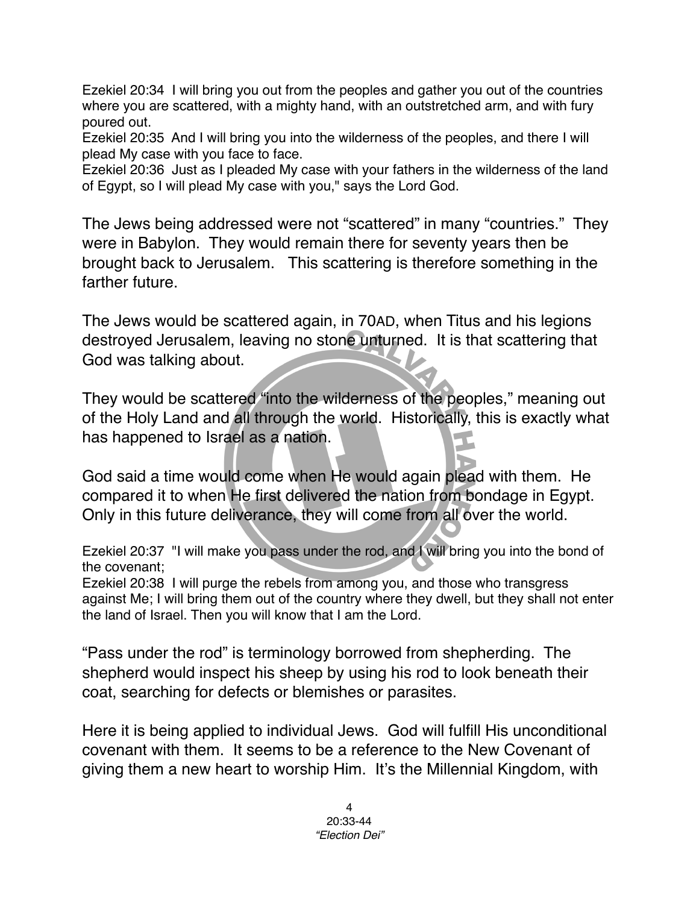Ezekiel 20:34 I will bring you out from the peoples and gather you out of the countries where you are scattered, with a mighty hand, with an outstretched arm, and with fury poured out.
Ezekiel 20:35 And I will bring you into the wilderness of the peoples, and there I will plead My case with you face to face.
Ezekiel 20:36 Just as I pleaded My case with your fathers in the wilderness of the land of Egypt, so I will plead My case with you," says the Lord God.

The Jews being addressed were not "scattered" in many "countries." They were in Babylon. They would remain there for seventy years then be brought back to Jerusalem. This scattering is therefore something in the farther future.

The Jews would be scattered again, in 70AD, when Titus and his legions destroyed Jerusalem, leaving no stone unturned. It is that scattering that God was talking about.

They would be scattered "into the wilderness of the peoples," meaning out of the Holy Land and all through the world. Historically, this is exactly what has happened to Israel as a nation.

God said a time would come when He would again plead with them. He compared it to when He first delivered the nation from bondage in Egypt. Only in this future deliverance, they will come from all over the world.

Ezekiel 20:37 "I will make you pass under the rod, and I will bring you into the bond of the covenant;
Ezekiel 20:38 I will purge the rebels from among you, and those who transgress against Me; I will bring them out of the country where they dwell, but they shall not enter the land of Israel. Then you will know that I am the Lord.

"Pass under the rod" is terminology borrowed from shepherding. The shepherd would inspect his sheep by using his rod to look beneath their coat, searching for defects or blemishes or parasites.

Here it is being applied to individual Jews. God will fulfill His unconditional covenant with them. It seems to be a reference to the New Covenant of giving them a new heart to worship Him. It's the Millennial Kingdom, with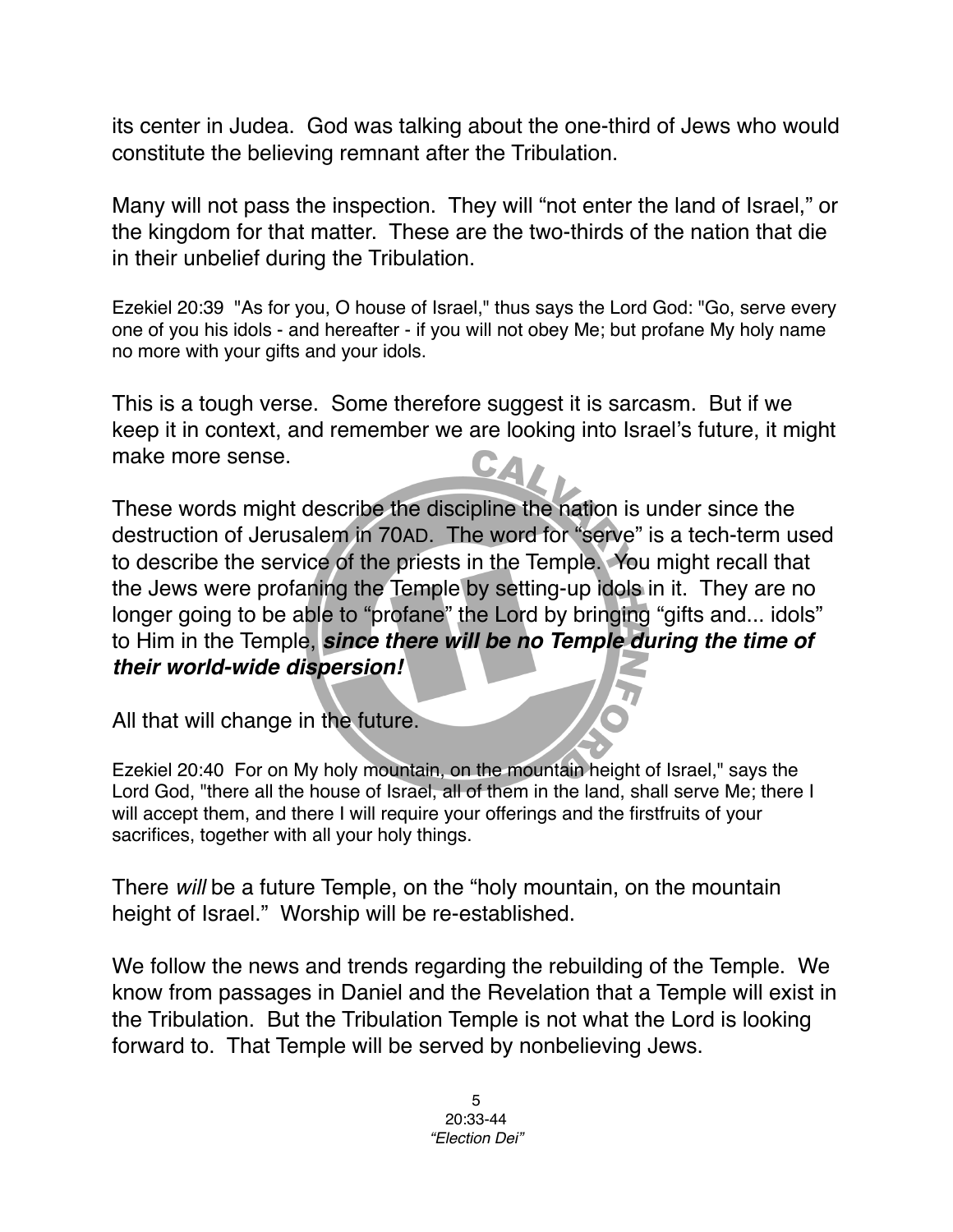its center in Judea. God was talking about the one-third of Jews who would constitute the believing remnant after the Tribulation.

Many will not pass the inspection. They will "not enter the land of Israel," or the kingdom for that matter. These are the two-thirds of the nation that die in their unbelief during the Tribulation.

Ezekiel 20:39 "As for you, O house of Israel," thus says the Lord God: "Go, serve every one of you his idols - and hereafter - if you will not obey Me; but profane My holy name no more with your gifts and your idols.

This is a tough verse. Some therefore suggest it is sarcasm. But if we keep it in context, and remember we are looking into Israel's future, it might make more sense.

These words might describe the discipline the nation is under since the destruction of Jerusalem in 70AD. The word for "serve" is a tech-term used to describe the service of the priests in the Temple. You might recall that the Jews were profaning the Temple by setting-up idols in it. They are no longer going to be able to "profane" the Lord by bringing "gifts and... idols" to Him in the Temple, ***since there will be no Temple during the time of their world-wide dispersion!***

All that will change in the future.

Ezekiel 20:40 For on My holy mountain, on the mountain height of Israel," says the Lord God, "there all the house of Israel, all of them in the land, shall serve Me; there I will accept them, and there I will require your offerings and the firstfruits of your sacrifices, together with all your holy things.

There *will* be a future Temple, on the "holy mountain, on the mountain height of Israel." Worship will be re-established.

We follow the news and trends regarding the rebuilding of the Temple. We know from passages in Daniel and the Revelation that a Temple will exist in the Tribulation. But the Tribulation Temple is not what the Lord is looking forward to. That Temple will be served by nonbelieving Jews.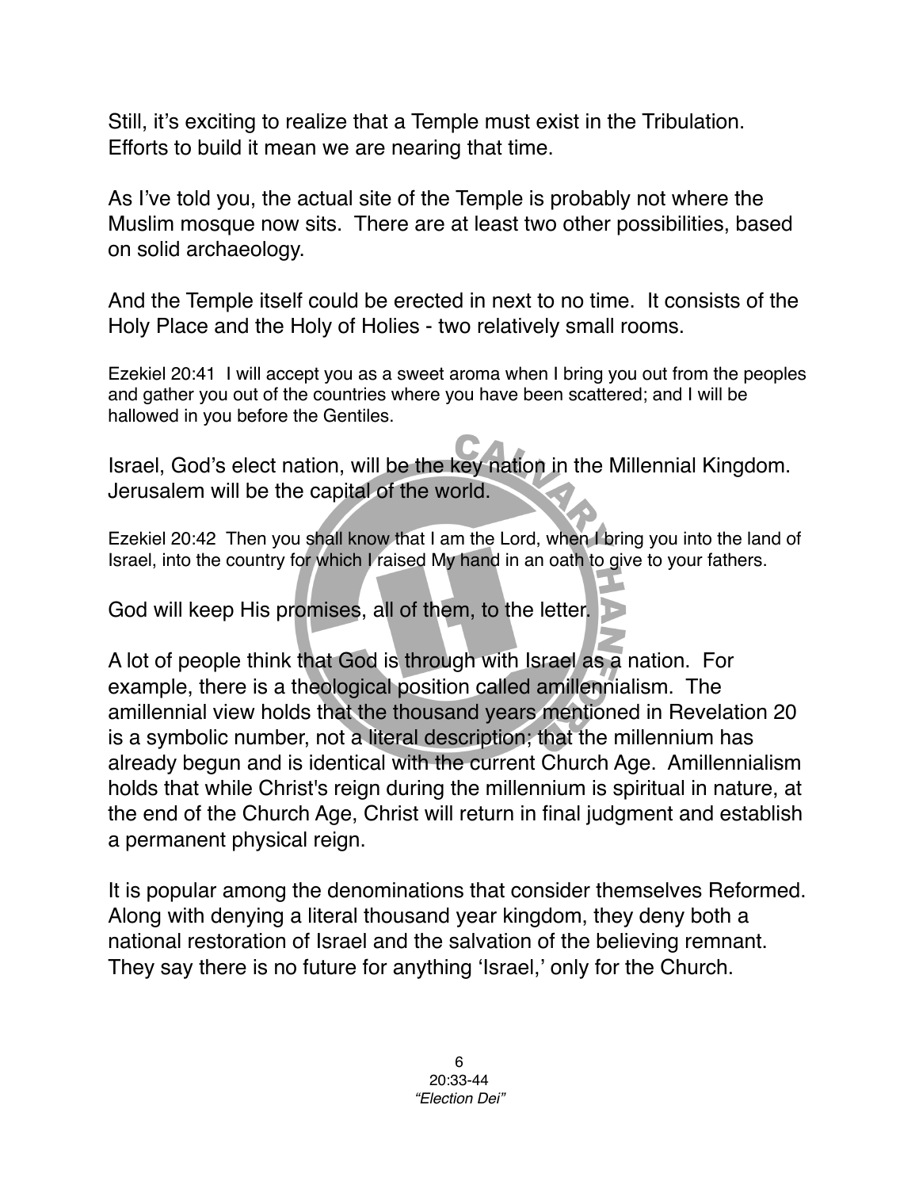Still, it's exciting to realize that a Temple must exist in the Tribulation. Efforts to build it mean we are nearing that time.

As I've told you, the actual site of the Temple is probably not where the Muslim mosque now sits. There are at least two other possibilities, based on solid archaeology.

And the Temple itself could be erected in next to no time. It consists of the Holy Place and the Holy of Holies - two relatively small rooms.

Ezekiel 20:41 I will accept you as a sweet aroma when I bring you out from the peoples and gather you out of the countries where you have been scattered; and I will be hallowed in you before the Gentiles.

Israel, God's elect nation, will be the key nation in the Millennial Kingdom. Jerusalem will be the capital of the world.

Ezekiel 20:42 Then you shall know that I am the Lord, when I bring you into the land of Israel, into the country for which I raised My hand in an oath to give to your fathers.

God will keep His promises, all of them, to the letter.

A lot of people think that God is through with Israel as a nation. For example, there is a theological position called amillennialism. The amillennial view holds that the thousand years mentioned in Revelation 20 is a symbolic number, not a literal description; that the millennium has already begun and is identical with the current Church Age. Amillennialism holds that while Christ's reign during the millennium is spiritual in nature, at the end of the Church Age, Christ will return in final judgment and establish a permanent physical reign.

It is popular among the denominations that consider themselves Reformed. Along with denying a literal thousand year kingdom, they deny both a national restoration of Israel and the salvation of the believing remnant. They say there is no future for anything 'Israel,' only for the Church.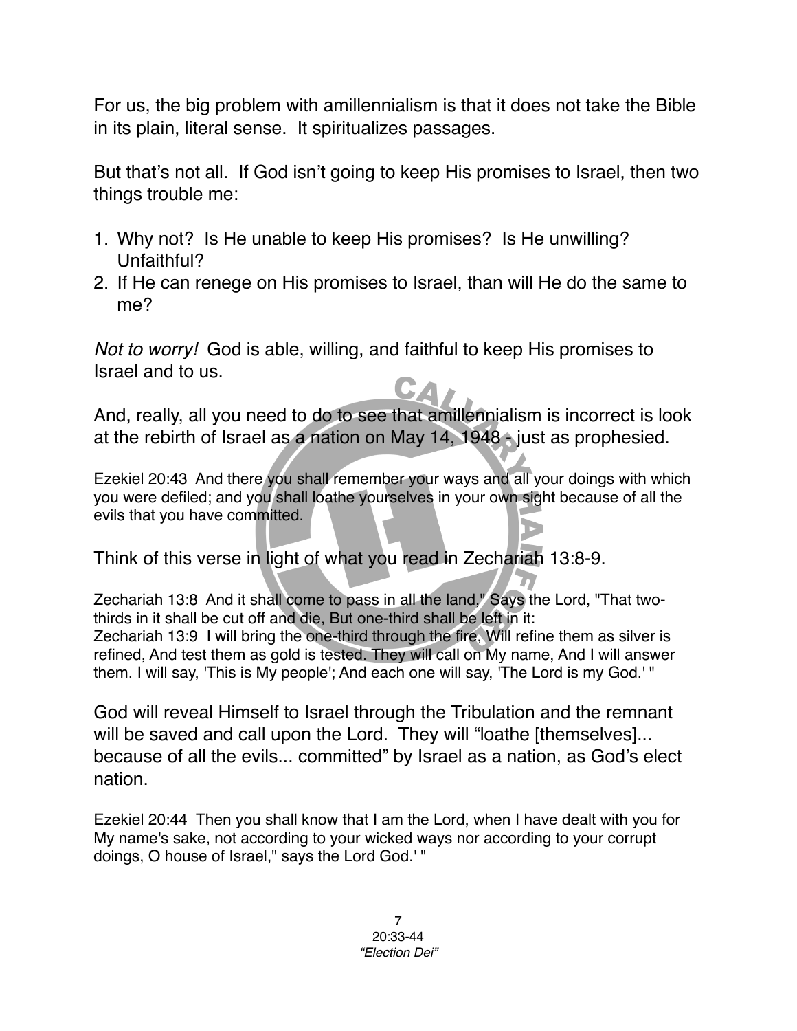For us, the big problem with amillennialism is that it does not take the Bible in its plain, literal sense. It spiritualizes passages.

But that's not all. If God isn't going to keep His promises to Israel, then two things trouble me:

1. Why not? Is He unable to keep His promises? Is He unwilling? Unfaithful?
2. If He can renege on His promises to Israel, than will He do the same to me?

*Not to worry!* God is able, willing, and faithful to keep His promises to Israel and to us.

And, really, all you need to do to see that amillennialism is incorrect is look at the rebirth of Israel as a nation on May 14, 1948 - just as prophesied.

Ezekiel 20:43 And there you shall remember your ways and all your doings with which you were defiled; and you shall loathe yourselves in your own sight because of all the evils that you have committed.

Think of this verse in light of what you read in Zechariah 13:8-9.

Zechariah 13:8 And it shall come to pass in all the land," Says the Lord, "That two-thirds in it shall be cut off and die, But one-third shall be left in it:
Zechariah 13:9 I will bring the one-third through the fire, Will refine them as silver is refined, And test them as gold is tested. They will call on My name, And I will answer them. I will say, 'This is My people'; And each one will say, 'The Lord is my God.' "

God will reveal Himself to Israel through the Tribulation and the remnant will be saved and call upon the Lord. They will "loathe [themselves]... because of all the evils... committed" by Israel as a nation, as God's elect nation.

Ezekiel 20:44 Then you shall know that I am the Lord, when I have dealt with you for My name's sake, not according to your wicked ways nor according to your corrupt doings, O house of Israel," says the Lord God.' "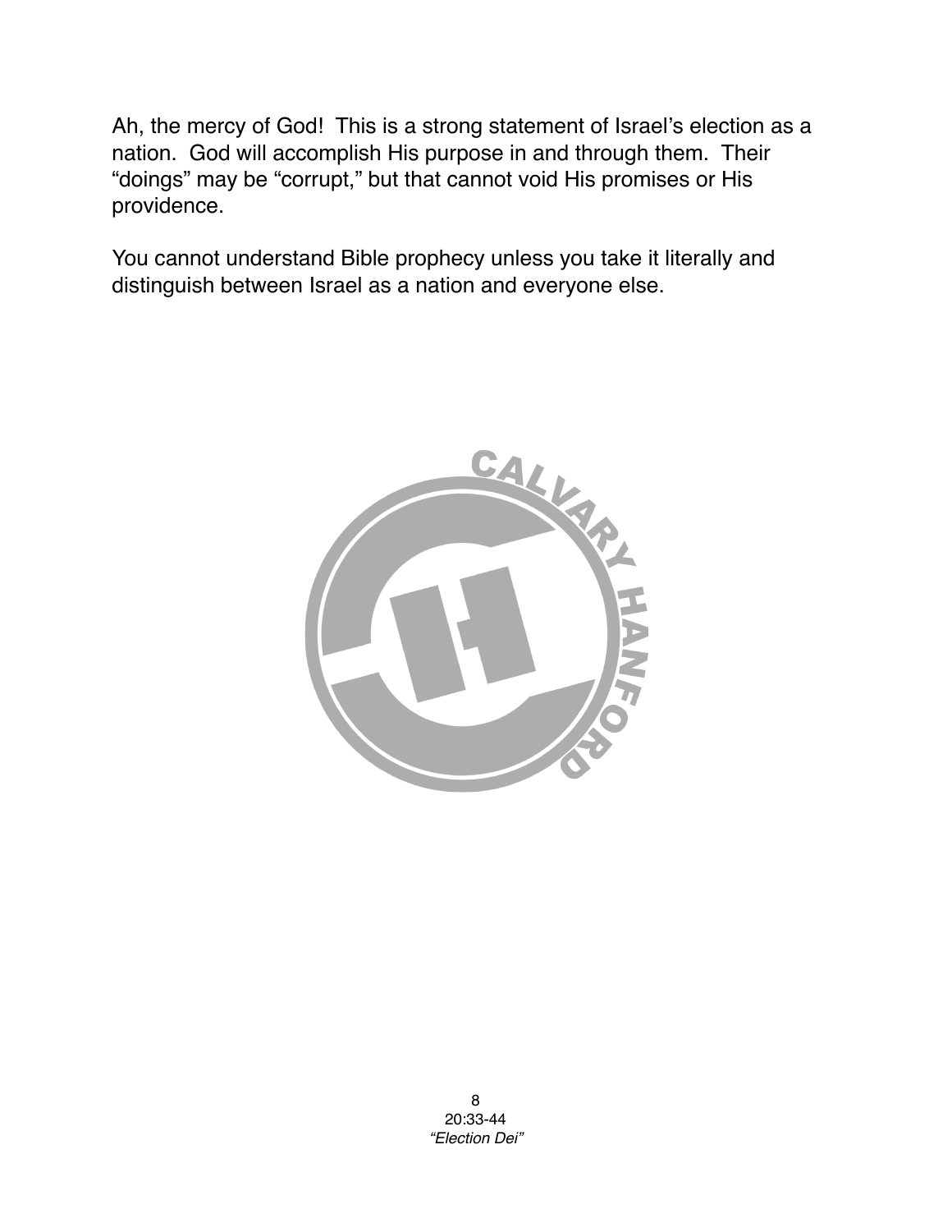Ah, the mercy of God!  This is a strong statement of Israel's election as a nation.  God will accomplish His purpose in and through them.  Their "doings" may be "corrupt," but that cannot void His promises or His providence.

You cannot understand Bible prophecy unless you take it literally and distinguish between Israel as a nation and everyone else.